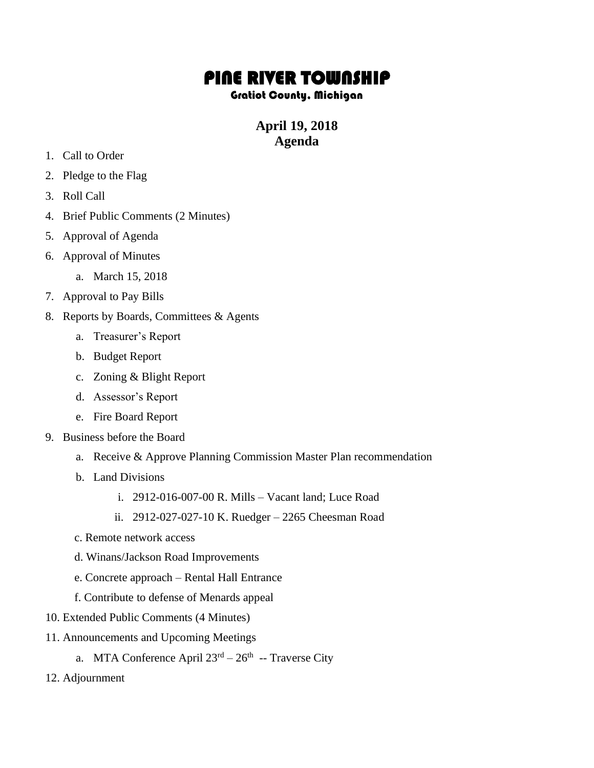# PINE RIVER TOWNSHIP

### Gratiot County, Michigan

## April 19, 2018
## Agenda

1. Call to Order
2. Pledge to the Flag
3. Roll Call
4. Brief Public Comments (2 Minutes)
5. Approval of Agenda
6. Approval of Minutes
    a. March 15, 2018
7. Approval to Pay Bills
8. Reports by Boards, Committees & Agents
    a. Treasurer's Report
    b. Budget Report
    c. Zoning & Blight Report
    d. Assessor's Report
    e. Fire Board Report
9. Business before the Board
    a. Receive & Approve Planning Commission Master Plan recommendation
    b. Land Divisions
        i. 2912-016-007-00 R. Mills – Vacant land; Luce Road
        ii. 2912-027-027-10 K. Ruedger – 2265 Cheesman Road

    c. Remote network access

    d. Winans/Jackson Road Improvements

    e. Concrete approach – Rental Hall Entrance

    f. Contribute to defense of Menards appeal
10. Extended Public Comments (4 Minutes)
11. Announcements and Upcoming Meetings
    a. MTA Conference April 23rd – 26th -- Traverse City
12. Adjournment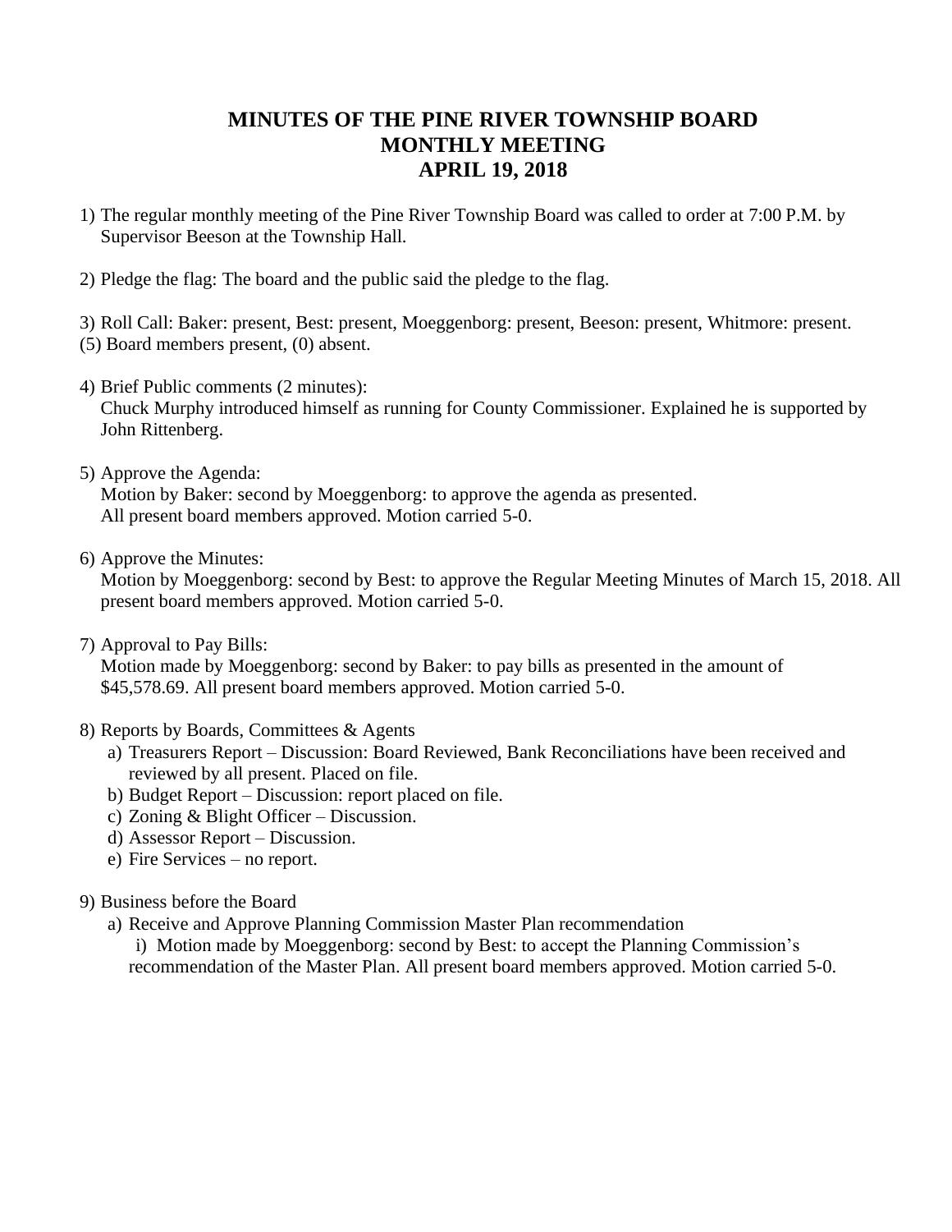# MINUTES OF THE PINE RIVER TOWNSHIP BOARD
# MONTHLY MEETING
# APRIL 19, 2018

1) The regular monthly meeting of the Pine River Township Board was called to order at 7:00 P.M. by Supervisor Beeson at the Township Hall.

2) Pledge the flag: The board and the public said the pledge to the flag.

3) Roll Call: Baker: present, Best: present, Moeggenborg: present, Beeson: present, Whitmore: present.
(5) Board members present, (0) absent.

4) Brief Public comments (2 minutes):
   Chuck Murphy introduced himself as running for County Commissioner. Explained he is supported by John Rittenberg.

5) Approve the Agenda:
   Motion by Baker: second by Moeggenborg: to approve the agenda as presented.
   All present board members approved. Motion carried 5-0.

6) Approve the Minutes:
   Motion by Moeggenborg: second by Best: to approve the Regular Meeting Minutes of March 15, 2018. All present board members approved. Motion carried 5-0.

7) Approval to Pay Bills:
   Motion made by Moeggenborg: second by Baker: to pay bills as presented in the amount of $45,578.69. All present board members approved. Motion carried 5-0.

8) Reports by Boards, Committees & Agents
   a) Treasurers Report – Discussion: Board Reviewed, Bank Reconciliations have been received and reviewed by all present. Placed on file.
   b) Budget Report – Discussion: report placed on file.
   c) Zoning & Blight Officer – Discussion.
   d) Assessor Report – Discussion.
   e) Fire Services – no report.

9) Business before the Board
   a) Receive and Approve Planning Commission Master Plan recommendation
      i) Motion made by Moeggenborg: second by Best: to accept the Planning Commission's recommendation of the Master Plan. All present board members approved. Motion carried 5-0.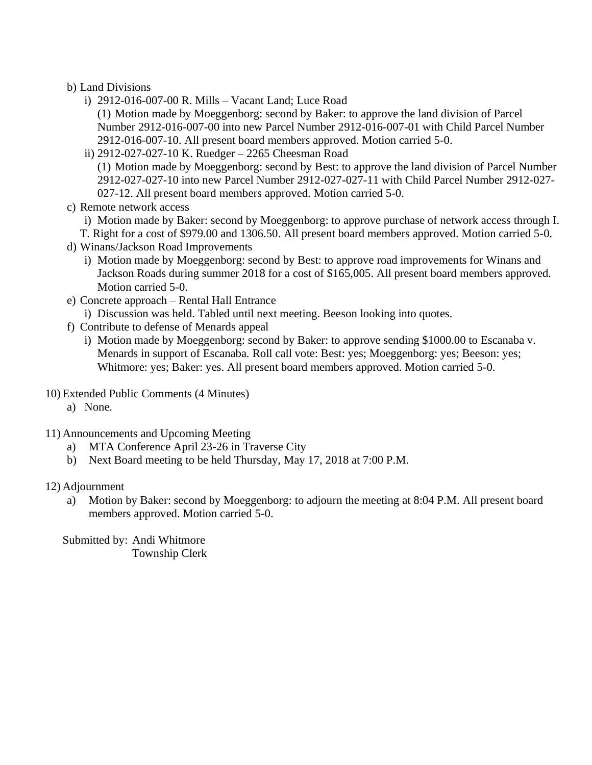b) Land Divisions
   i) 2912-016-007-00 R. Mills – Vacant Land; Luce Road
      (1) Motion made by Moeggenborg: second by Baker: to approve the land division of Parcel Number 2912-016-007-00 into new Parcel Number 2912-016-007-01 with Child Parcel Number 2912-016-007-10. All present board members approved. Motion carried 5-0.
   ii) 2912-027-027-10 K. Ruedger – 2265 Cheesman Road
      (1) Motion made by Moeggenborg: second by Best: to approve the land division of Parcel Number 2912-027-027-10 into new Parcel Number 2912-027-027-11 with Child Parcel Number 2912-027-027-12. All present board members approved. Motion carried 5-0.

c) Remote network access
   i) Motion made by Baker: second by Moeggenborg: to approve purchase of network access through I. T. Right for a cost of $979.00 and 1306.50. All present board members approved. Motion carried 5-0.

d) Winans/Jackson Road Improvements
   i) Motion made by Moeggenborg: second by Best: to approve road improvements for Winans and Jackson Roads during summer 2018 for a cost of $165,005. All present board members approved. Motion carried 5-0.

e) Concrete approach – Rental Hall Entrance
   i) Discussion was held. Tabled until next meeting. Beeson looking into quotes.

f) Contribute to defense of Menards appeal
   i) Motion made by Moeggenborg: second by Baker: to approve sending $1000.00 to Escanaba v. Menards in support of Escanaba. Roll call vote: Best: yes; Moeggenborg: yes; Beeson: yes; Whitmore: yes; Baker: yes. All present board members approved. Motion carried 5-0.

10) Extended Public Comments (4 Minutes)
   a) None.

11) Announcements and Upcoming Meeting
   a) MTA Conference April 23-26 in Traverse City
   b) Next Board meeting to be held Thursday, May 17, 2018 at 7:00 P.M.

12) Adjournment
   a) Motion by Baker: second by Moeggenborg: to adjourn the meeting at 8:04 P.M. All present board members approved. Motion carried 5-0.

Submitted by: Andi Whitmore
Township Clerk